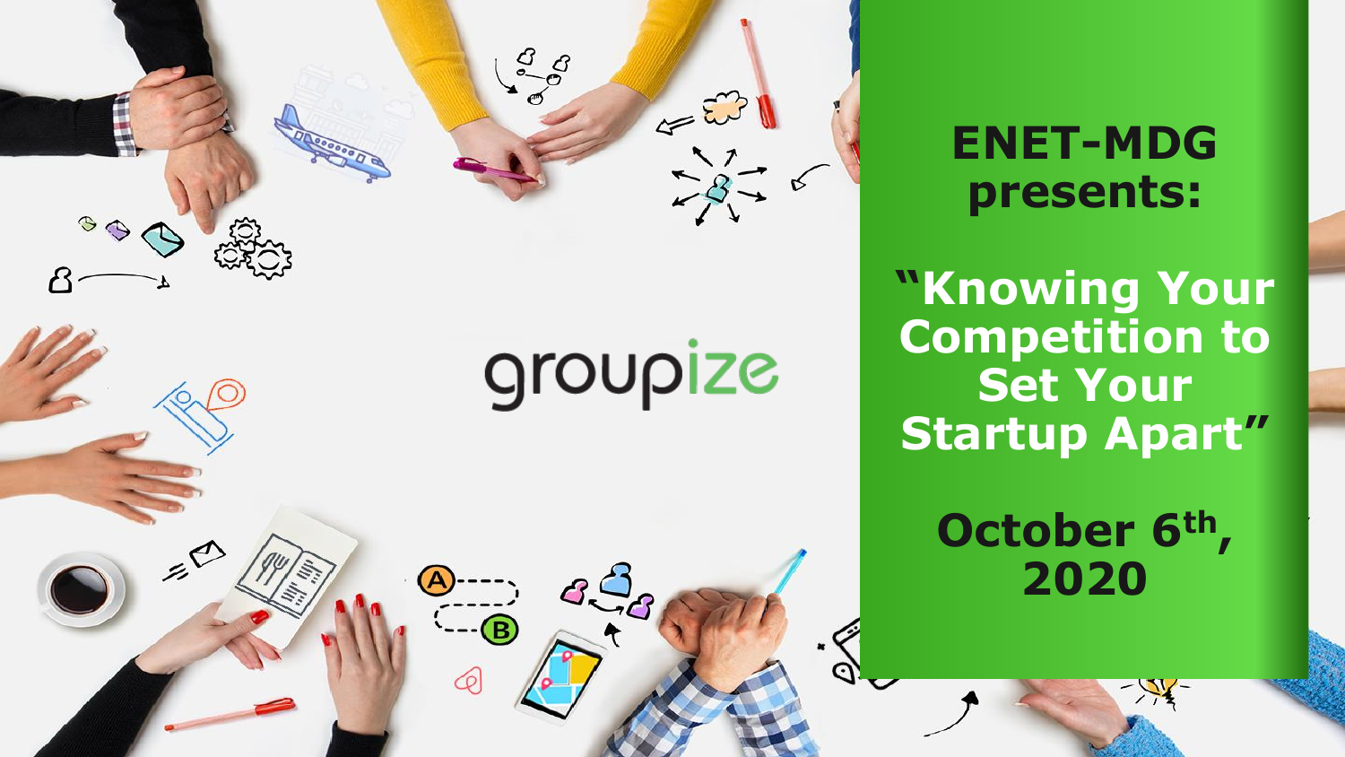groupize

**ENET-MDG presents:**

**"Knowing Your Competition to Set Your Startup Apart"**

**October 6th, 2020**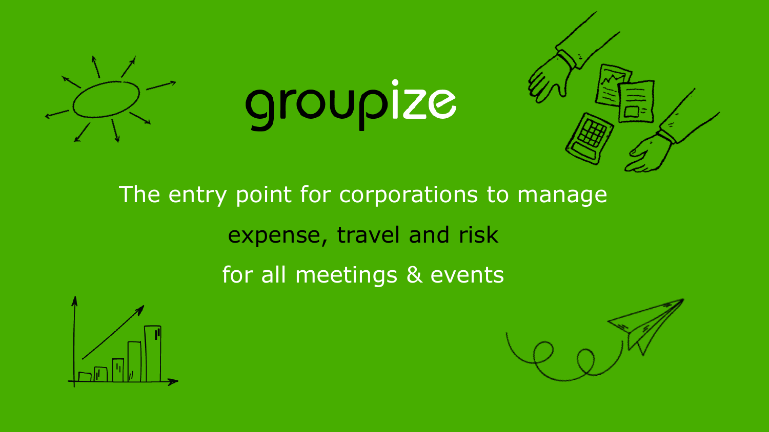# groupize

The entry point for corporations to manage

expense, travel and risk

for all meetings & events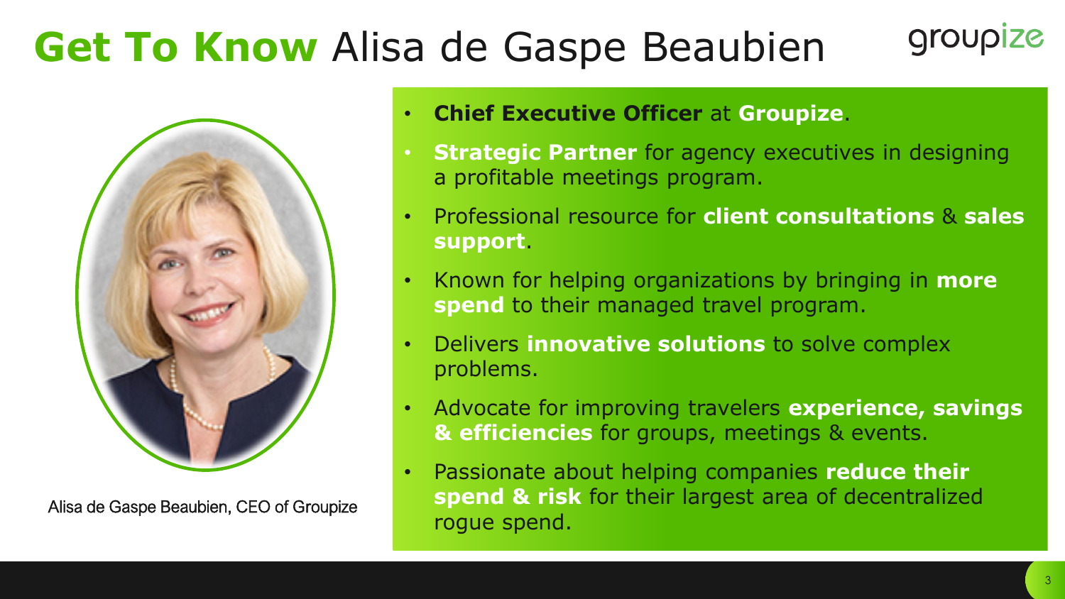# **Get To Know** Alisa de Gaspe Beaubien

groupize

- **Chief Executive Officer** at **Groupize**.
- **Strategic Partner** for agency executives in designing a profitable meetings program.
- Professional resource for **client consultations** & **sales support**.
- Known for helping organizations by bringing in **more spend** to their managed travel program.
- Delivers **innovative solutions** to solve complex problems.
- Advocate for improving travelers **experience, savings & efficiencies** for groups, meetings & events.
- Passionate about helping companies **reduce their spend & risk** for their largest area of decentralized rogue spend.

Alisa de Gaspe Beaubien, CEO of Groupize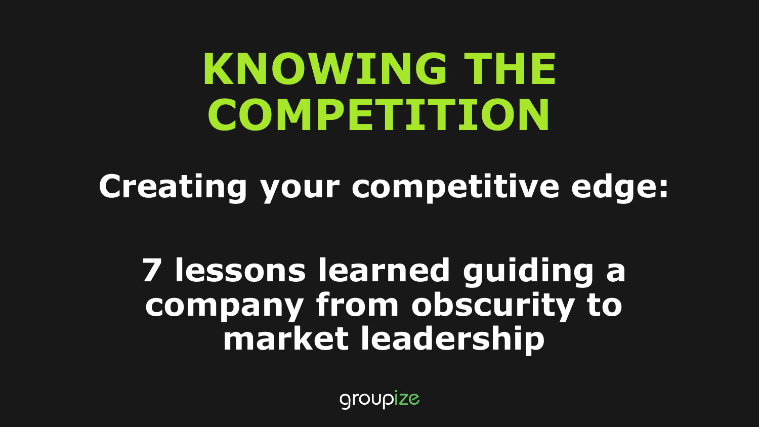# KNOWING THE COMPETITION

## Creating your competitive edge:

## 7 lessons learned guiding a company from obscurity to market leadership

groupize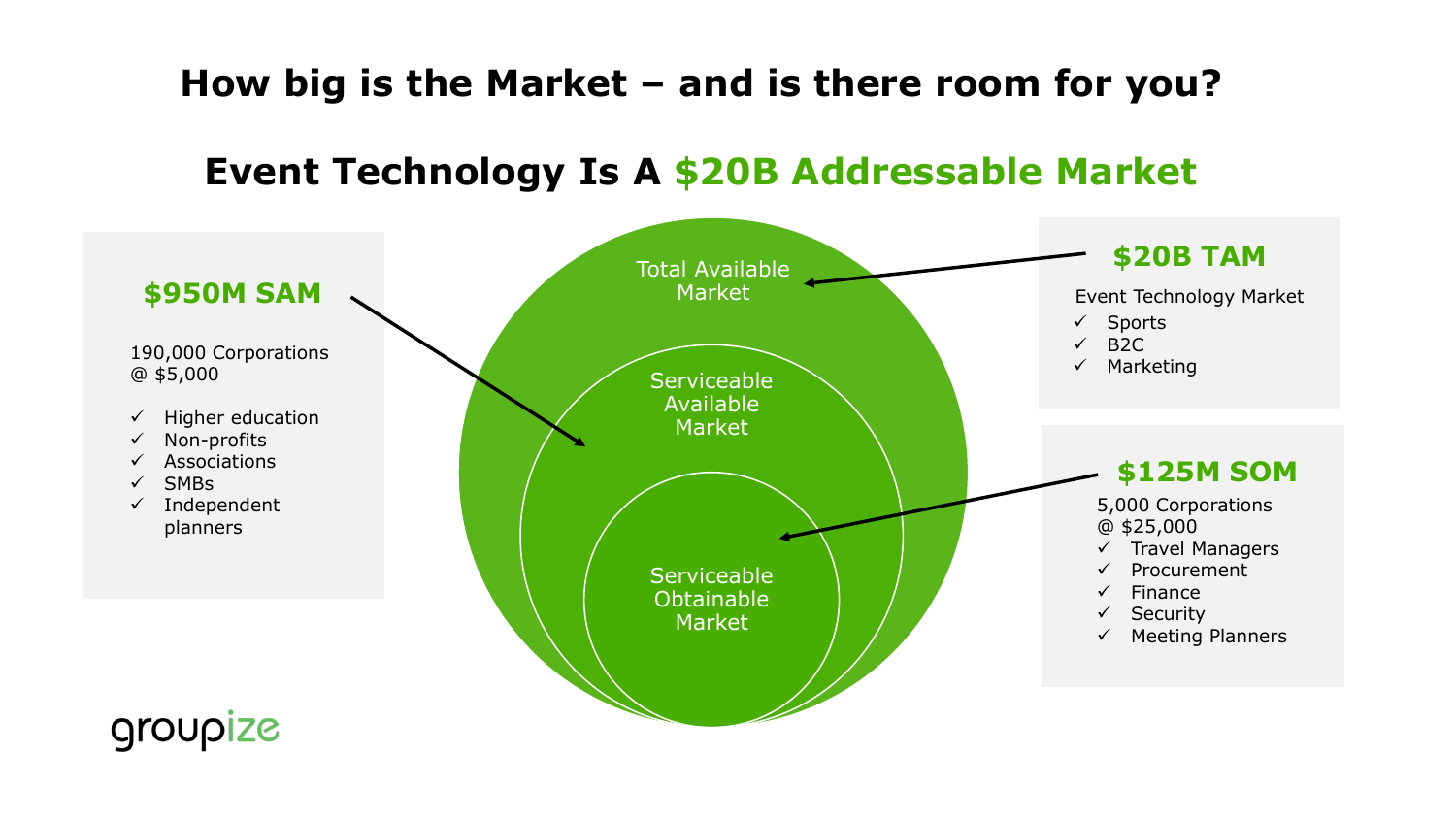# How big is the Market – and is there room for you?

## Event Technology Is A $20B Addressable Market

### $950M SAM

190,000 Corporations @ $5,000

- ✓ Higher education
- ✓ Non-profits
- ✓ Associations
- ✓ SMBs
- ✓ Independent planners

Total Available Market

Serviceable Available Market

Serviceable Obtainable Market

### $20B TAM

Event Technology Market

- ✓ Sports
- ✓ B2C
- ✓ Marketing

### $125M SOM

5,000 Corporations @ $25,000

- ✓ Travel Managers
- ✓ Procurement
- ✓ Finance
- ✓ Security
- ✓ Meeting Planners

groupize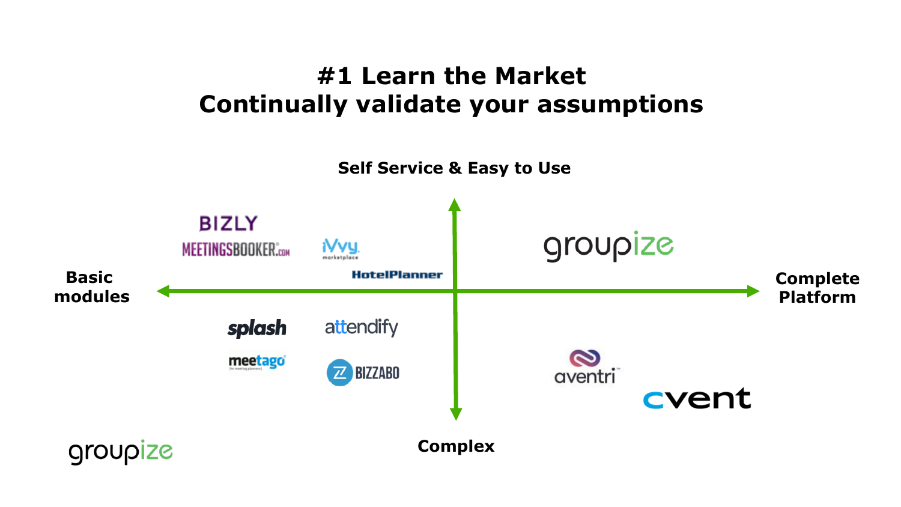# #1 Learn the Market
## Continually validate your assumptions

**Self Service & Easy to Use**

**Basic modules**

**Complete Platform**

**Complex**

BIZLY

MEETINGSBOOKER.com

iVvy marketplace

HotelPlanner

groupize

splash

attendify

meetago

BIZZABO

aventri

cvent

groupize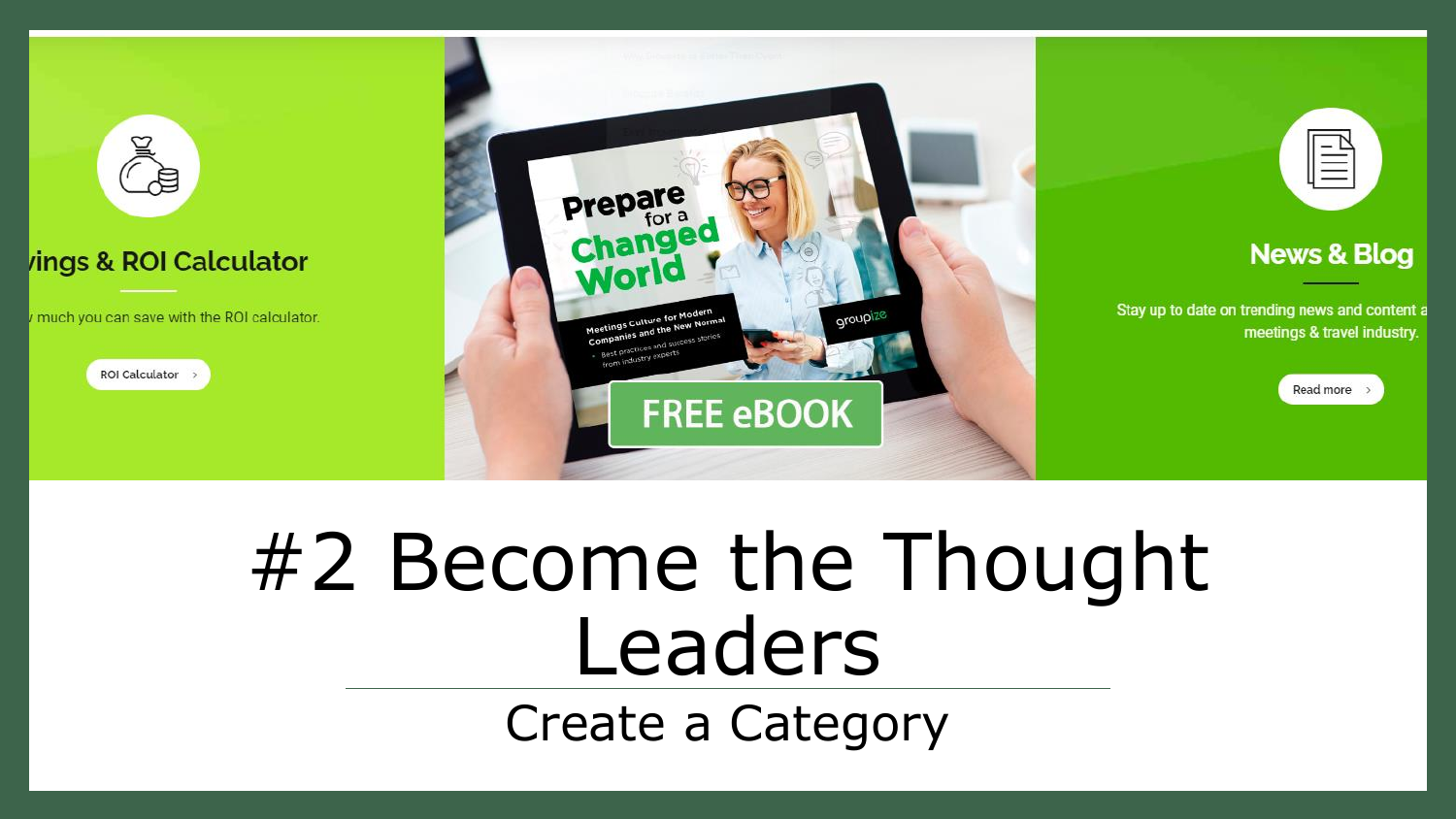vings & ROI Calculator

v much you can save with the ROI calculator.

ROI Calculator >

Prepare for a Changed World

Meetings Culture for Modern Companies and the New Normal

- Best practices and success stories from industry experts

groupize

FREE eBOOK

News & Blog

Stay up to date on trending news and content a meetings & travel industry.

Read more >

# #2 Become the Thought Leaders

## Create a Category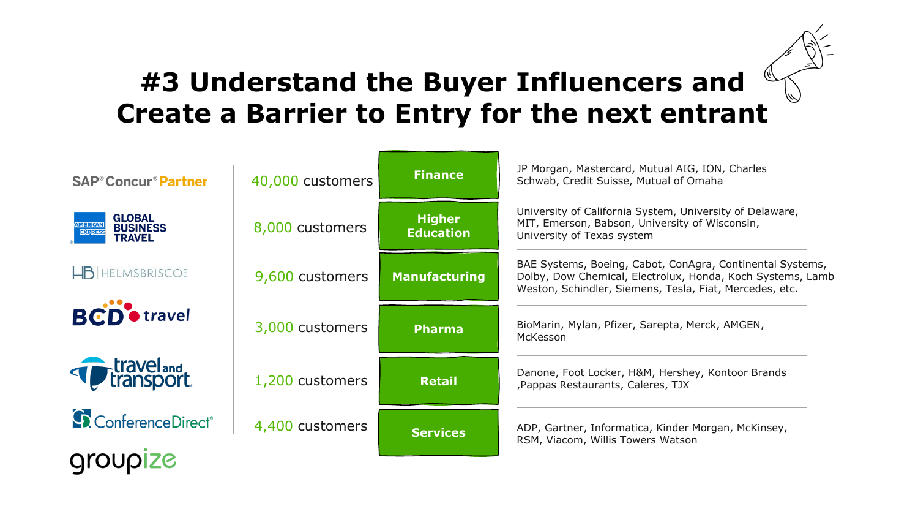# #3 Understand the Buyer Influencers and Create a Barrier to Entry for the next entrant

SAP® Concur® Partner

American Express GLOBAL BUSINESS TRAVEL

HB | HELMSBRISCOE

BCD travel

travel and transport

ConferenceDirect®

groupize

| Customers | Industry | Examples |
|---|---|---|
| 40,000 customers | Finance | JP Morgan, Mastercard, Mutual AIG, ION, Charles Schwab, Credit Suisse, Mutual of Omaha |
| 8,000 customers | Higher Education | University of California System, University of Delaware, MIT, Emerson, Babson, University of Wisconsin, University of Texas system |
| 9,600 customers | Manufacturing | BAE Systems, Boeing, Cabot, ConAgra, Continental Systems, Dolby, Dow Chemical, Electrolux, Honda, Koch Systems, Lamb Weston, Schindler, Siemens, Tesla, Fiat, Mercedes, etc. |
| 3,000 customers | Pharma | BioMarin, Mylan, Pfizer, Sarepta, Merck, AMGEN, McKesson |
| 1,200 customers | Retail | Danone, Foot Locker, H&M, Hershey, Kontoor Brands ,Pappas Restaurants, Caleres, TJX |
| 4,400 customers | Services | ADP, Gartner, Informatica, Kinder Morgan, McKinsey, RSM, Viacom, Willis Towers Watson |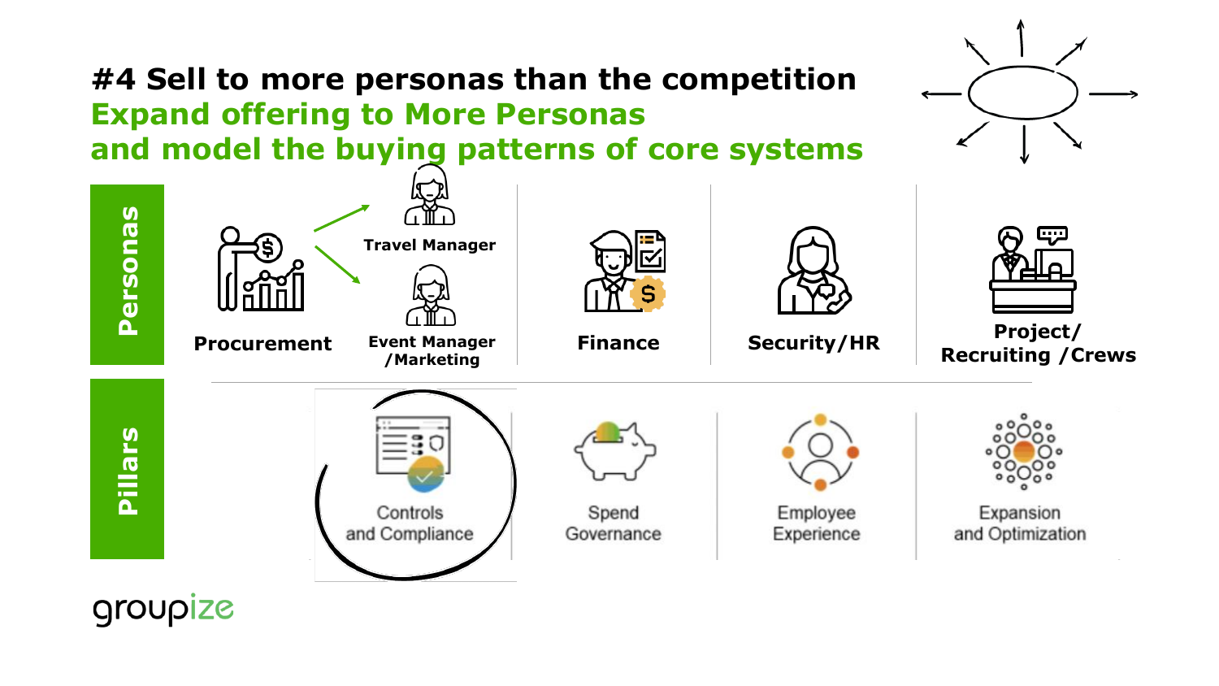# #4 Sell to more personas than the competition

## Expand offering to More Personas and model the buying patterns of core systems

**Personas**

- Procurement
  - Travel Manager
  - Event Manager /Marketing
- Finance
- Security/HR
- Project/ Recruiting /Crews

**Pillars**

- Controls and Compliance
- Spend Governance
- Employee Experience
- Expansion and Optimization

groupize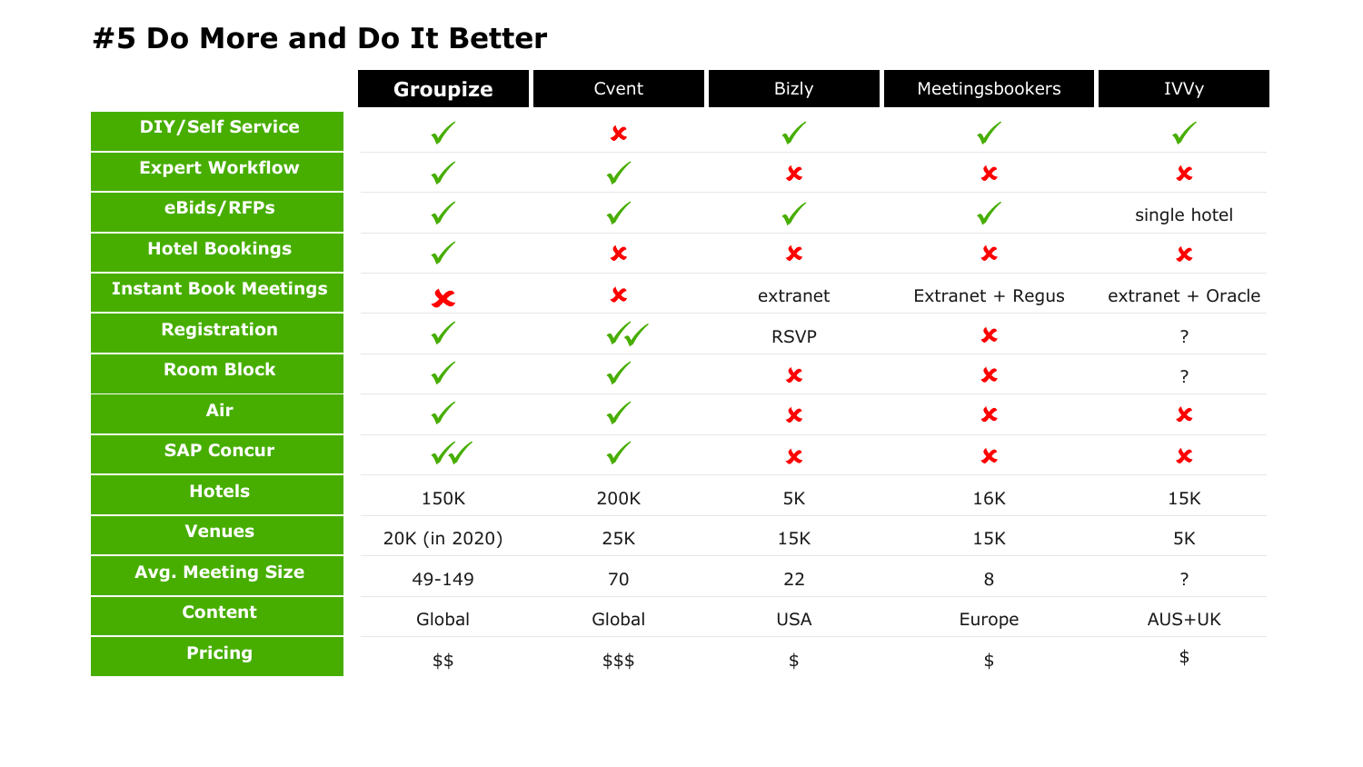# #5 Do More and Do It Better

| | **Groupize** | Cvent | Bizly | Meetingsbookers | IVVy |
|---|---|---|---|---|---|
| **DIY/Self Service** | ✓ | ✗ | ✓ | ✓ | ✓ |
| **Expert Workflow** | ✓ | ✓ | ✗ | ✗ | ✗ |
| **eBids/RFPs** | ✓ | ✓ | ✓ | ✓ | single hotel |
| **Hotel Bookings** | ✓ | ✗ | ✗ | ✗ | ✗ |
| **Instant Book Meetings** | ✗ | ✗ | extranet | Extranet + Regus | extranet + Oracle |
| **Registration** | ✓ | ✓✓ | RSVP | ✗ | ? |
| **Room Block** | ✓ | ✓ | ✗ | ✗ | ? |
| **Air** | ✓ | ✓ | ✗ | ✗ | ✗ |
| **SAP Concur** | ✓✓ | ✓ | ✗ | ✗ | ✗ |
| **Hotels** | 150K | 200K | 5K | 16K | 15K |
| **Venues** | 20K (in 2020) | 25K | 15K | 15K | 5K |
| **Avg. Meeting Size** | 49-149 | 70 | 22 | 8 | ? |
| **Content** | Global | Global | USA | Europe | AUS+UK |
| **Pricing** | $$ | $$$ | $ | $ | $ |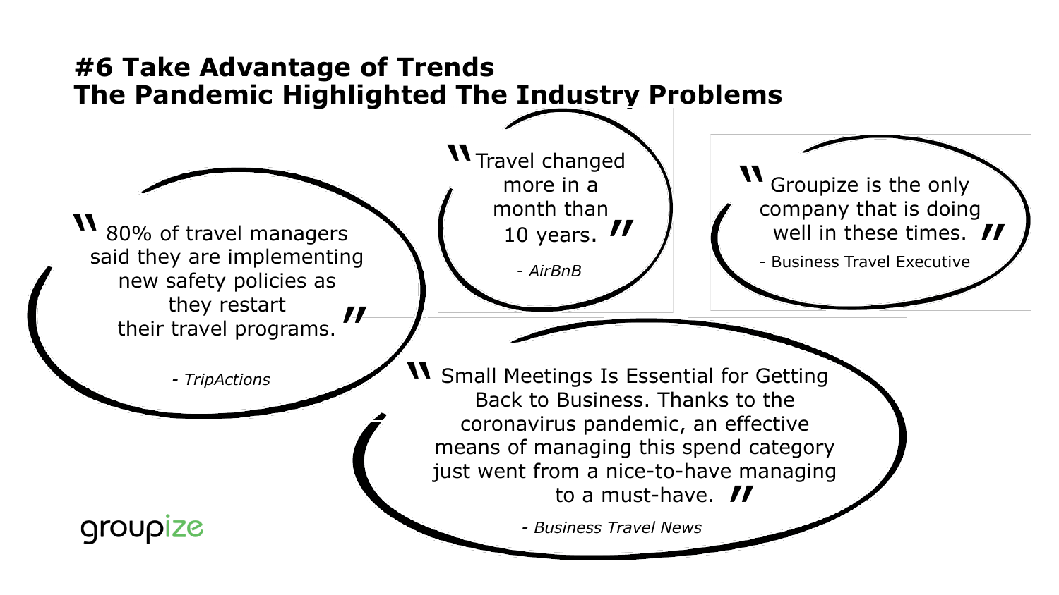# #6 Take Advantage of Trends
# The Pandemic Highlighted The Industry Problems

> "80% of travel managers said they are implementing new safety policies as they restart their travel programs."
>
> \- *TripActions*

> "Travel changed more in a month than 10 years."
>
> \- *AirBnB*

> "Groupize is the only company that is doing well in these times."
>
> \- Business Travel Executive

> "Small Meetings Is Essential for Getting Back to Business. Thanks to the coronavirus pandemic, an effective means of managing this spend category just went from a nice-to-have managing to a must-have."
>
> \- *Business Travel News*

groupize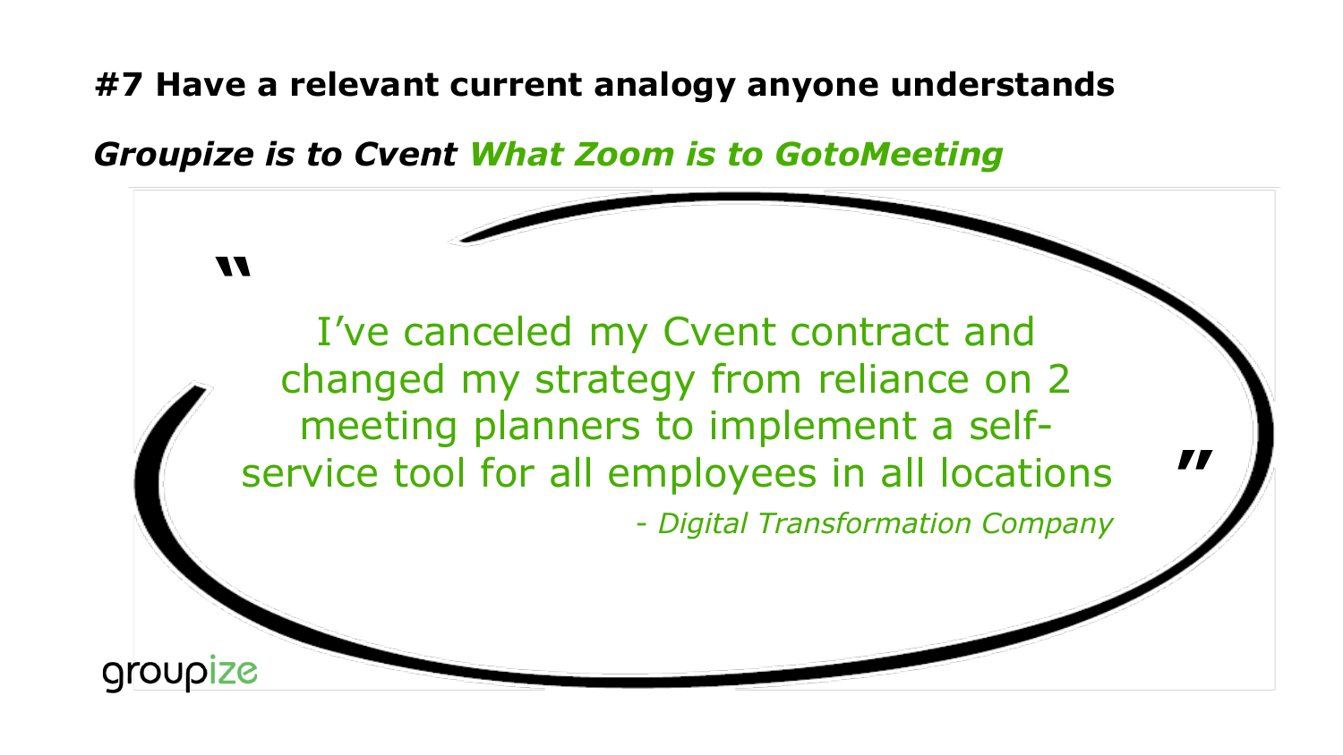**#7 Have a relevant current analogy anyone understands**

***Groupize is to Cvent What Zoom is to GotoMeeting***

> "I've canceled my Cvent contract and changed my strategy from reliance on 2 meeting planners to implement a self-service tool for all employees in all locations"
>
> *- Digital Transformation Company*

groupize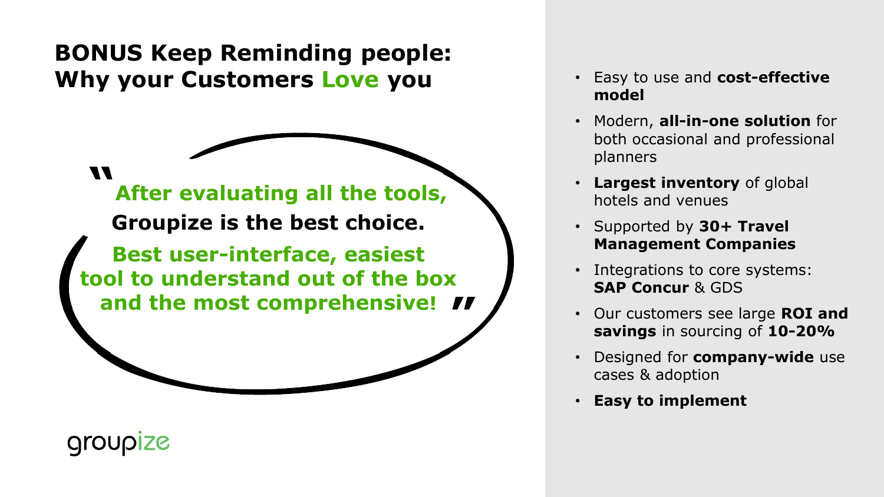# BONUS Keep Reminding people: Why your Customers Love you

> "After evaluating all the tools, **Groupize is the best choice.** Best user-interface, easiest tool to understand out of the box and the most comprehensive!"

- Easy to use and **cost-effective model**
- Modern, **all-in-one solution** for both occasional and professional planners
- **Largest inventory** of global hotels and venues
- Supported by **30+ Travel Management Companies**
- Integrations to core systems: **SAP Concur** & GDS
- Our customers see large **ROI and savings** in sourcing of **10-20%**
- Designed for **company-wide** use cases & adoption
- **Easy to implement**

groupize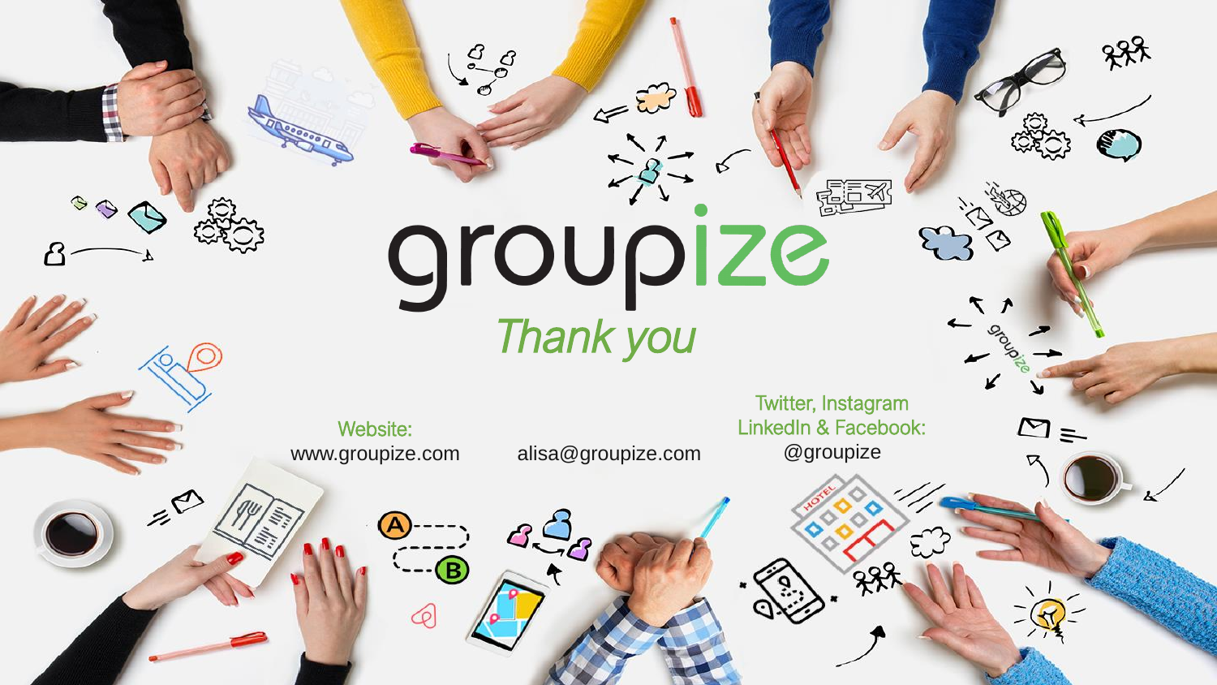# groupize

*Thank you*

Website:
www.groupize.com

alisa@groupize.com

Twitter, Instagram
LinkedIn & Facebook:
@groupize